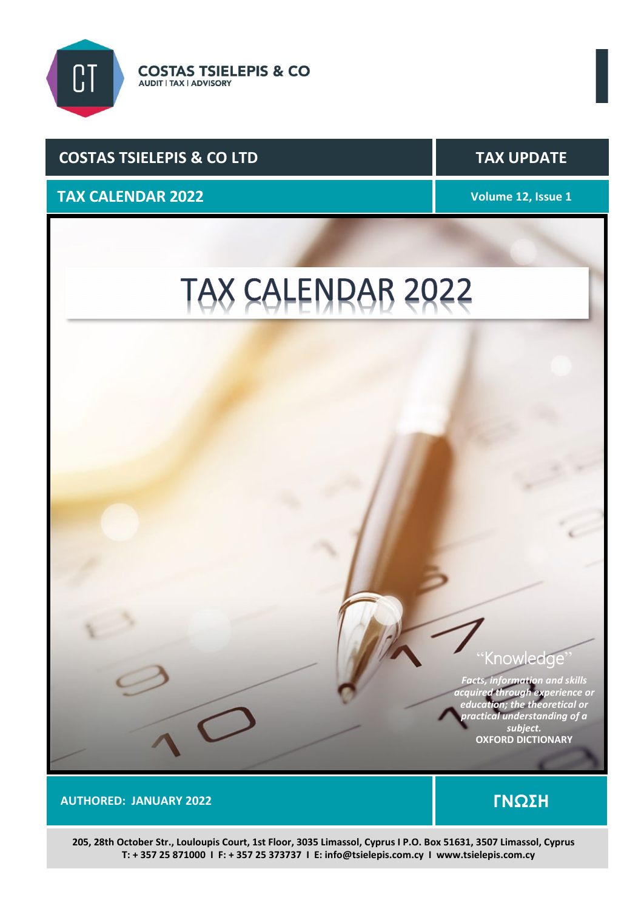**COSTAS TSIELEPIS & CO**
AUDIT | TAX | ADVISORY

| COSTAS TSIELEPIS & CO LTD | TAX UPDATE |
|---|---|
| **TAX CALENDAR 2022** | **Volume 12, Issue 1** |

# TAX CALENDAR 2022

"Knowledge"

***Facts, information and skills acquired through experience or education; the theoretical or practical understanding of a subject.***
**OXFORD DICTIONARY**

**AUTHORED: JANUARY 2022**

**ΓΝΩΣΗ**

**205, 28th October Str., Louloupis Court, 1st Floor, 3035 Limassol, Cyprus I P.O. Box 51631, 3507 Limassol, Cyprus**
**T: + 357 25 871000 I F: + 357 25 373737 I E: info@tsielepis.com.cy I www.tsielepis.com.cy**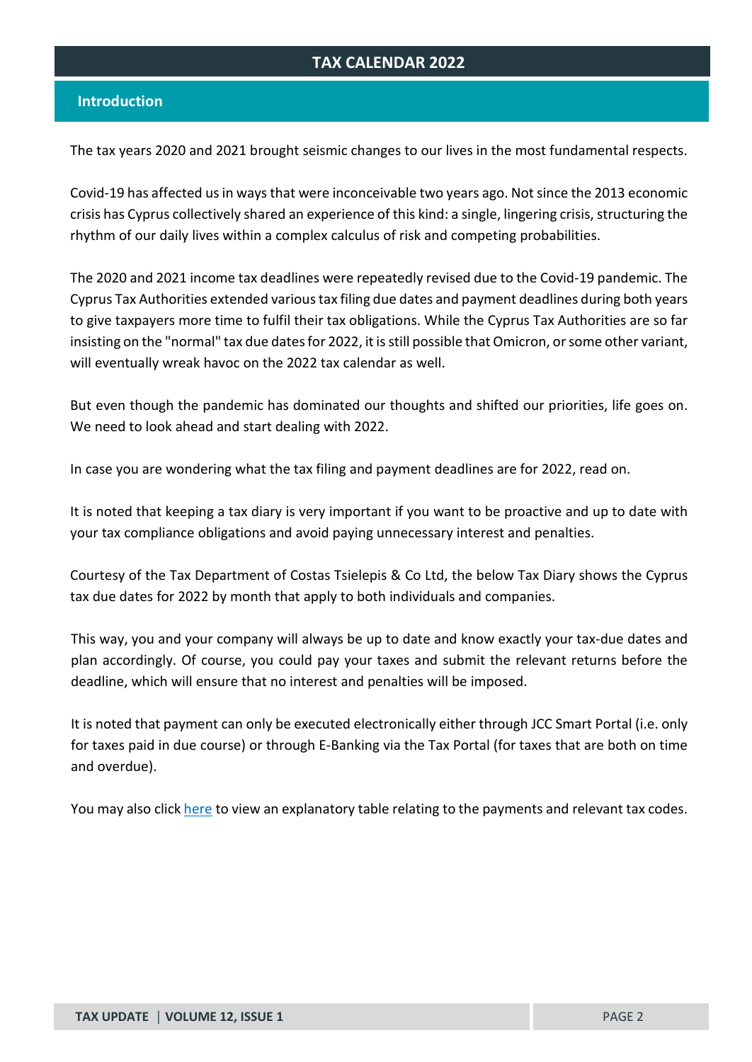# TAX CALENDAR 2022

## Introduction

The tax years 2020 and 2021 brought seismic changes to our lives in the most fundamental respects.

Covid-19 has affected us in ways that were inconceivable two years ago. Not since the 2013 economic crisis has Cyprus collectively shared an experience of this kind: a single, lingering crisis, structuring the rhythm of our daily lives within a complex calculus of risk and competing probabilities.

The 2020 and 2021 income tax deadlines were repeatedly revised due to the Covid-19 pandemic. The Cyprus Tax Authorities extended various tax filing due dates and payment deadlines during both years to give taxpayers more time to fulfil their tax obligations. While the Cyprus Tax Authorities are so far insisting on the "normal" tax due dates for 2022, it is still possible that Omicron, or some other variant, will eventually wreak havoc on the 2022 tax calendar as well.

But even though the pandemic has dominated our thoughts and shifted our priorities, life goes on. We need to look ahead and start dealing with 2022.

In case you are wondering what the tax filing and payment deadlines are for 2022, read on.

It is noted that keeping a tax diary is very important if you want to be proactive and up to date with your tax compliance obligations and avoid paying unnecessary interest and penalties.

Courtesy of the Tax Department of Costas Tsielepis & Co Ltd, the below Tax Diary shows the Cyprus tax due dates for 2022 by month that apply to both individuals and companies.

This way, you and your company will always be up to date and know exactly your tax-due dates and plan accordingly. Of course, you could pay your taxes and submit the relevant returns before the deadline, which will ensure that no interest and penalties will be imposed.

It is noted that payment can only be executed electronically either through JCC Smart Portal (i.e. only for taxes paid in due course) or through E-Banking via the Tax Portal (for taxes that are both on time and overdue).

You may also click here to view an explanatory table relating to the payments and relevant tax codes.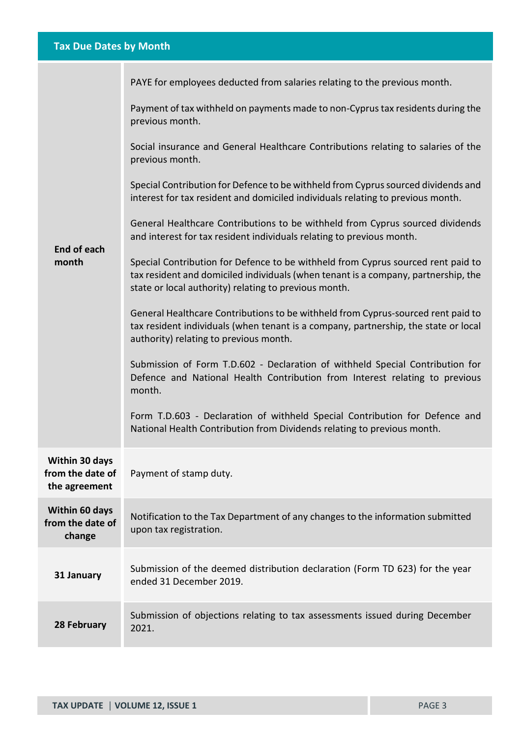## Tax Due Dates by Month

| Due date | Obligation |
|---|---|
| **End of each month** | PAYE for employees deducted from salaries relating to the previous month.<br><br>Payment of tax withheld on payments made to non-Cyprus tax residents during the previous month.<br><br>Social insurance and General Healthcare Contributions relating to salaries of the previous month.<br><br>Special Contribution for Defence to be withheld from Cyprus sourced dividends and interest for tax resident and domiciled individuals relating to previous month.<br><br>General Healthcare Contributions to be withheld from Cyprus sourced dividends and interest for tax resident individuals relating to previous month.<br><br>Special Contribution for Defence to be withheld from Cyprus sourced rent paid to tax resident and domiciled individuals (when tenant is a company, partnership, the state or local authority) relating to previous month.<br><br>General Healthcare Contributions to be withheld from Cyprus-sourced rent paid to tax resident individuals (when tenant is a company, partnership, the state or local authority) relating to previous month.<br><br>Submission of Form T.D.602 - Declaration of withheld Special Contribution for Defence and National Health Contribution from Interest relating to previous month.<br><br>Form T.D.603 - Declaration of withheld Special Contribution for Defence and National Health Contribution from Dividends relating to previous month. |
| **Within 30 days from the date of the agreement** | Payment of stamp duty. |
| **Within 60 days from the date of change** | Notification to the Tax Department of any changes to the information submitted upon tax registration. |
| **31 January** | Submission of the deemed distribution declaration (Form TD 623) for the year ended 31 December 2019. |
| **28 February** | Submission of objections relating to tax assessments issued during December 2021. |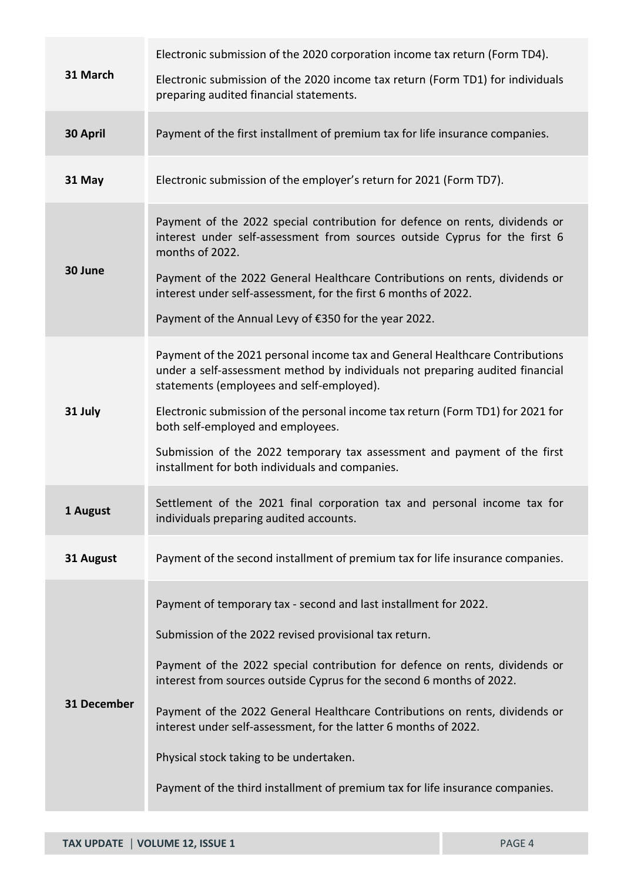| | |
|---|---|
| **31 March** | Electronic submission of the 2020 corporation income tax return (Form TD4).<br><br>Electronic submission of the 2020 income tax return (Form TD1) for individuals preparing audited financial statements. |
| **30 April** | Payment of the first installment of premium tax for life insurance companies. |
| **31 May** | Electronic submission of the employer's return for 2021 (Form TD7). |
| **30 June** | Payment of the 2022 special contribution for defence on rents, dividends or interest under self-assessment from sources outside Cyprus for the first 6 months of 2022.<br><br>Payment of the 2022 General Healthcare Contributions on rents, dividends or interest under self-assessment, for the first 6 months of 2022.<br><br>Payment of the Annual Levy of €350 for the year 2022. |
| **31 July** | Payment of the 2021 personal income tax and General Healthcare Contributions under a self-assessment method by individuals not preparing audited financial statements (employees and self-employed).<br><br>Electronic submission of the personal income tax return (Form TD1) for 2021 for both self-employed and employees.<br><br>Submission of the 2022 temporary tax assessment and payment of the first installment for both individuals and companies. |
| **1 August** | Settlement of the 2021 final corporation tax and personal income tax for individuals preparing audited accounts. |
| **31 August** | Payment of the second installment of premium tax for life insurance companies. |
| **31 December** | Payment of temporary tax - second and last installment for 2022.<br><br>Submission of the 2022 revised provisional tax return.<br><br>Payment of the 2022 special contribution for defence on rents, dividends or interest from sources outside Cyprus for the second 6 months of 2022.<br><br>Payment of the 2022 General Healthcare Contributions on rents, dividends or interest under self-assessment, for the latter 6 months of 2022.<br><br>Physical stock taking to be undertaken.<br><br>Payment of the third installment of premium tax for life insurance companies. |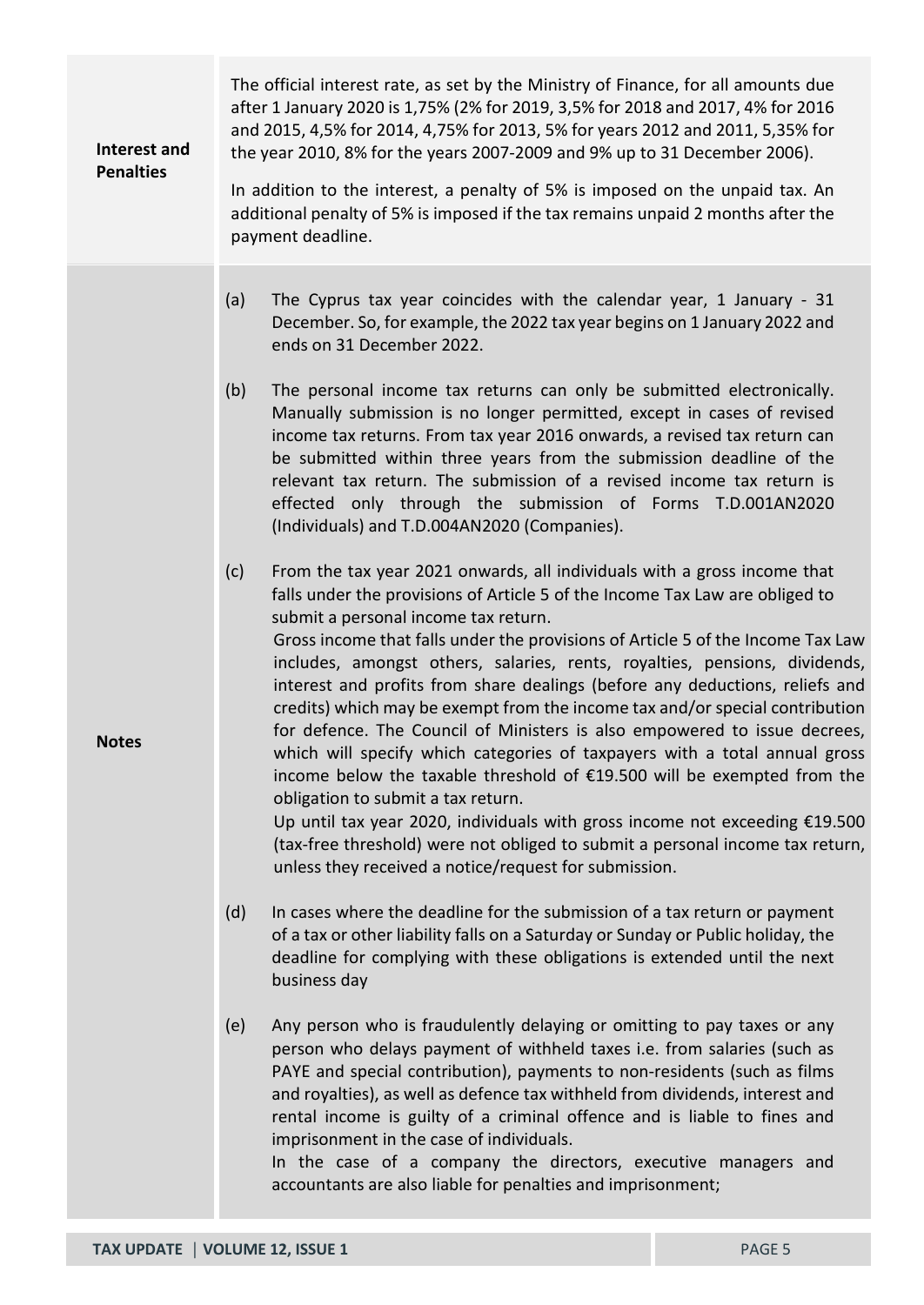| | |
|---|---|
| **Interest and Penalties** | The official interest rate, as set by the Ministry of Finance, for all amounts due after 1 January 2020 is 1,75% (2% for 2019, 3,5% for 2018 and 2017, 4% for 2016 and 2015, 4,5% for 2014, 4,75% for 2013, 5% for years 2012 and 2011, 5,35% for the year 2010, 8% for the years 2007-2009 and 9% up to 31 December 2006).<br><br>In addition to the interest, a penalty of 5% is imposed on the unpaid tax. An additional penalty of 5% is imposed if the tax remains unpaid 2 months after the payment deadline. |
| **Notes** | (a) The Cyprus tax year coincides with the calendar year, 1 January - 31 December. So, for example, the 2022 tax year begins on 1 January 2022 and ends on 31 December 2022.<br><br>(b) The personal income tax returns can only be submitted electronically. Manually submission is no longer permitted, except in cases of revised income tax returns. From tax year 2016 onwards, a revised tax return can be submitted within three years from the submission deadline of the relevant tax return. The submission of a revised income tax return is effected only through the submission of Forms T.D.001AN2020 (Individuals) and T.D.004AN2020 (Companies).<br><br>(c) From the tax year 2021 onwards, all individuals with a gross income that falls under the provisions of Article 5 of the Income Tax Law are obliged to submit a personal income tax return.<br>Gross income that falls under the provisions of Article 5 of the Income Tax Law includes, amongst others, salaries, rents, royalties, pensions, dividends, interest and profits from share dealings (before any deductions, reliefs and credits) which may be exempt from the income tax and/or special contribution for defence. The Council of Ministers is also empowered to issue decrees, which will specify which categories of taxpayers with a total annual gross income below the taxable threshold of €19.500 will be exempted from the obligation to submit a tax return.<br>Up until tax year 2020, individuals with gross income not exceeding €19.500 (tax-free threshold) were not obliged to submit a personal income tax return, unless they received a notice/request for submission.<br><br>(d) In cases where the deadline for the submission of a tax return or payment of a tax or other liability falls on a Saturday or Sunday or Public holiday, the deadline for complying with these obligations is extended until the next business day<br><br>(e) Any person who is fraudulently delaying or omitting to pay taxes or any person who delays payment of withheld taxes i.e. from salaries (such as PAYE and special contribution), payments to non-residents (such as films and royalties), as well as defence tax withheld from dividends, interest and rental income is guilty of a criminal offence and is liable to fines and imprisonment in the case of individuals.<br>In the case of a company the directors, executive managers and accountants are also liable for penalties and imprisonment; |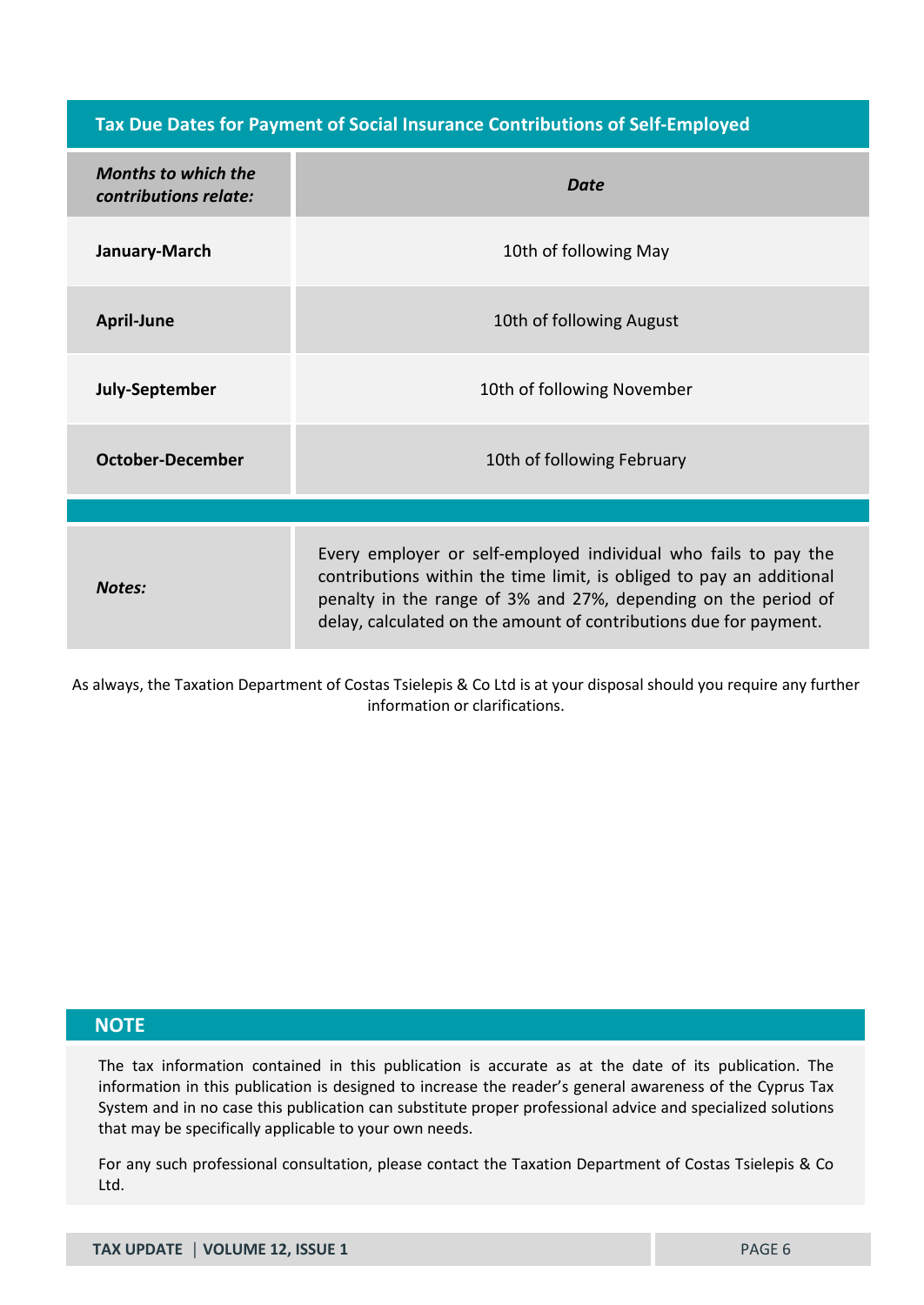## Tax Due Dates for Payment of Social Insurance Contributions of Self-Employed

| *Months to which the contributions relate:* | *Date* |
|---|---|
| **January-March** | 10th of following May |
| **April-June** | 10th of following August |
| **July-September** | 10th of following November |
| **October-December** | 10th of following February |
| *Notes:* | Every employer or self-employed individual who fails to pay the contributions within the time limit, is obliged to pay an additional penalty in the range of 3% and 27%, depending on the period of delay, calculated on the amount of contributions due for payment. |

As always, the Taxation Department of Costas Tsielepis & Co Ltd is at your disposal should you require any further information or clarifications.

## NOTE

The tax information contained in this publication is accurate as at the date of its publication. The information in this publication is designed to increase the reader's general awareness of the Cyprus Tax System and in no case this publication can substitute proper professional advice and specialized solutions that may be specifically applicable to your own needs.

For any such professional consultation, please contact the Taxation Department of Costas Tsielepis & Co Ltd.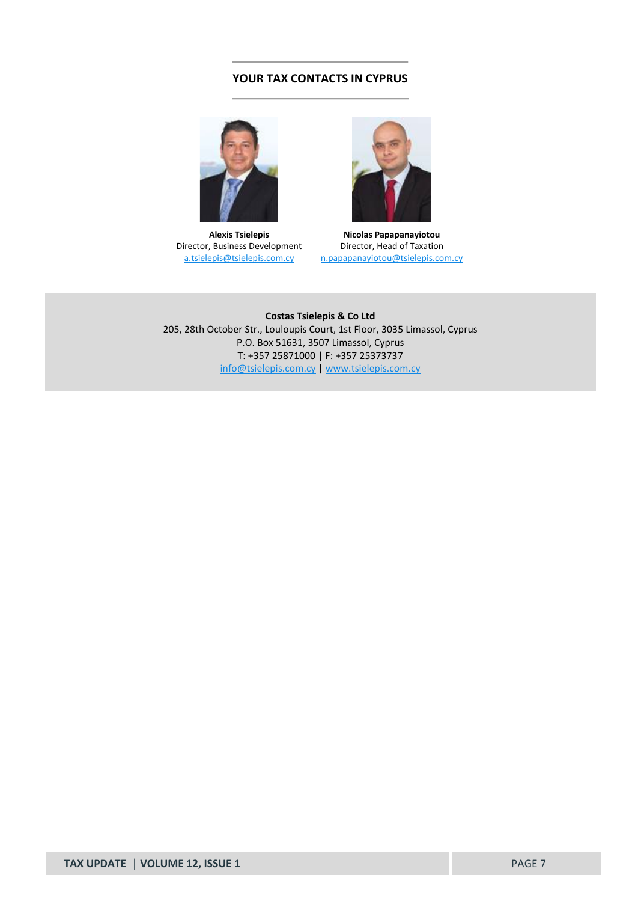## YOUR TAX CONTACTS IN CYPRUS

**Alexis Tsielepis**
Director, Business Development
a.tsielepis@tsielepis.com.cy

**Nicolas Papapanayiotou**
Director, Head of Taxation
n.papapanayiotou@tsielepis.com.cy

**Costas Tsielepis & Co Ltd**
205, 28th October Str., Louloupis Court, 1st Floor, 3035 Limassol, Cyprus
P.O. Box 51631, 3507 Limassol, Cyprus
T: +357 25871000 | F: +357 25373737
info@tsielepis.com.cy | www.tsielepis.com.cy